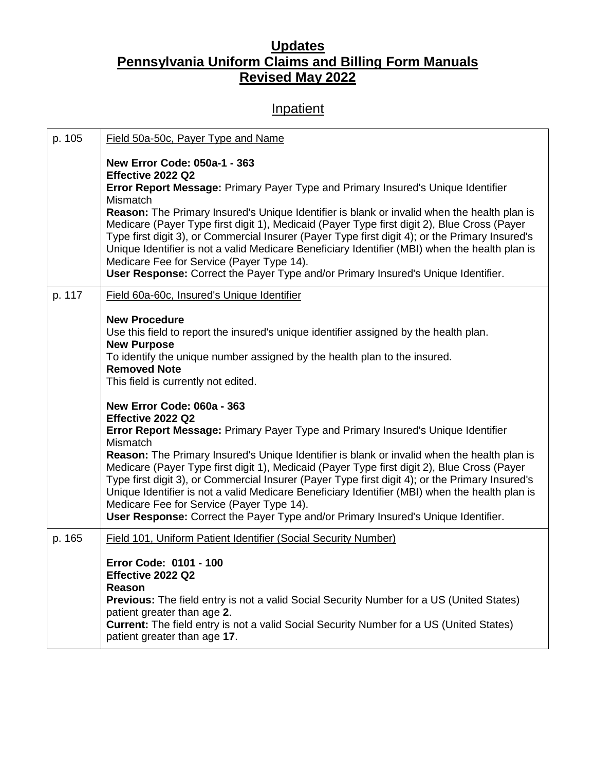# Updates
# Pennsylvania Uniform Claims and Billing Form Manuals
# Revised May 2022

## Inpatient

| Page | Update |
| --- | --- |
| p. 105 | Field 50a-50c, Payer Type and Name<br><br>**New Error Code: 050a-1 - 363**<br>**Effective 2022 Q2**<br>**Error Report Message:** Primary Payer Type and Primary Insured's Unique Identifier Mismatch<br>**Reason:** The Primary Insured's Unique Identifier is blank or invalid when the health plan is Medicare (Payer Type first digit 1), Medicaid (Payer Type first digit 2), Blue Cross (Payer Type first digit 3), or Commercial Insurer (Payer Type first digit 4); or the Primary Insured's Unique Identifier is not a valid Medicare Beneficiary Identifier (MBI) when the health plan is Medicare Fee for Service (Payer Type 14).<br>**User Response:** Correct the Payer Type and/or Primary Insured's Unique Identifier. |
| p. 117 | Field 60a-60c, Insured's Unique Identifier<br><br>**New Procedure**<br>Use this field to report the insured's unique identifier assigned by the health plan.<br>**New Purpose**<br>To identify the unique number assigned by the health plan to the insured.<br>**Removed Note**<br>This field is currently not edited.<br><br>**New Error Code: 060a - 363**<br>**Effective 2022 Q2**<br>**Error Report Message:** Primary Payer Type and Primary Insured's Unique Identifier Mismatch<br>**Reason:** The Primary Insured's Unique Identifier is blank or invalid when the health plan is Medicare (Payer Type first digit 1), Medicaid (Payer Type first digit 2), Blue Cross (Payer Type first digit 3), or Commercial Insurer (Payer Type first digit 4); or the Primary Insured's Unique Identifier is not a valid Medicare Beneficiary Identifier (MBI) when the health plan is Medicare Fee for Service (Payer Type 14).<br>**User Response:** Correct the Payer Type and/or Primary Insured's Unique Identifier. |
| p. 165 | Field 101, Uniform Patient Identifier (Social Security Number)<br><br>**Error Code: 0101 - 100**<br>**Effective 2022 Q2**<br>**Reason**<br>**Previous:** The field entry is not a valid Social Security Number for a US (United States) patient greater than age **2**.<br>**Current:** The field entry is not a valid Social Security Number for a US (United States) patient greater than age **17**. |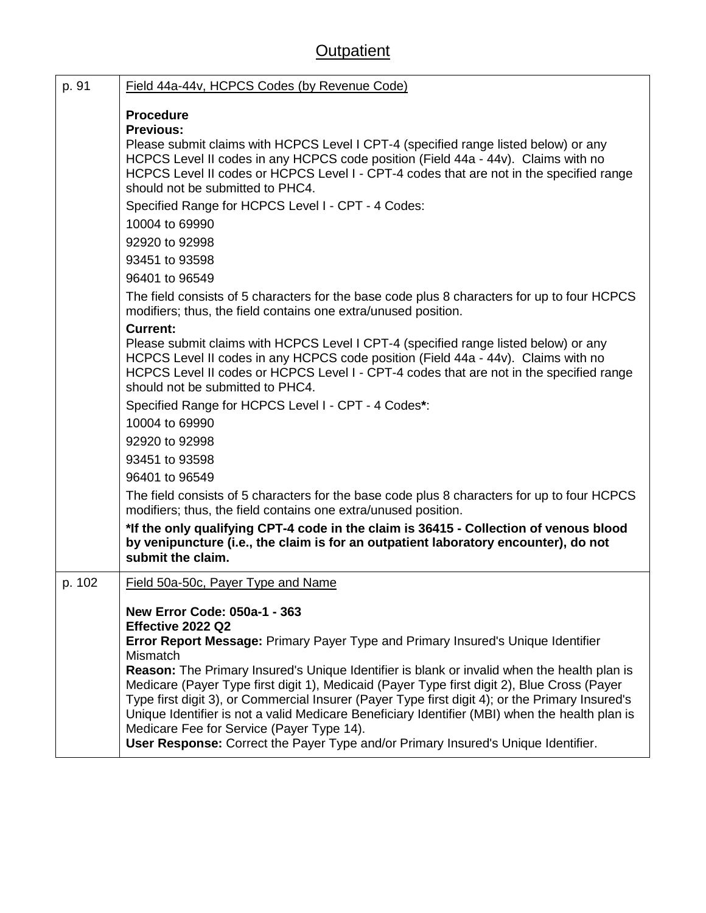# Outpatient

| | |
|---|---|
| p. 91 | Field 44a-44v, HCPCS Codes (by Revenue Code)<br><br>**Procedure**<br>**Previous:**<br>Please submit claims with HCPCS Level I CPT-4 (specified range listed below) or any HCPCS Level II codes in any HCPCS code position (Field 44a - 44v). Claims with no HCPCS Level II codes or HCPCS Level I - CPT-4 codes that are not in the specified range should not be submitted to PHC4.<br>Specified Range for HCPCS Level I - CPT - 4 Codes:<br>10004 to 69990<br>92920 to 92998<br>93451 to 93598<br>96401 to 96549<br>The field consists of 5 characters for the base code plus 8 characters for up to four HCPCS modifiers; thus, the field contains one extra/unused position.<br>**Current:**<br>Please submit claims with HCPCS Level I CPT-4 (specified range listed below) or any HCPCS Level II codes in any HCPCS code position (Field 44a - 44v). Claims with no HCPCS Level II codes or HCPCS Level I - CPT-4 codes that are not in the specified range should not be submitted to PHC4.<br>Specified Range for HCPCS Level I - CPT - 4 Codes**\***:<br>10004 to 69990<br>92920 to 92998<br>93451 to 93598<br>96401 to 96549<br>The field consists of 5 characters for the base code plus 8 characters for up to four HCPCS modifiers; thus, the field contains one extra/unused position.<br>**\*If the only qualifying CPT-4 code in the claim is 36415 - Collection of venous blood by venipuncture (i.e., the claim is for an outpatient laboratory encounter), do not submit the claim.** |
| p. 102 | Field 50a-50c, Payer Type and Name<br><br>**New Error Code: 050a-1 - 363**<br>**Effective 2022 Q2**<br>**Error Report Message:** Primary Payer Type and Primary Insured's Unique Identifier Mismatch<br>**Reason:** The Primary Insured's Unique Identifier is blank or invalid when the health plan is Medicare (Payer Type first digit 1), Medicaid (Payer Type first digit 2), Blue Cross (Payer Type first digit 3), or Commercial Insurer (Payer Type first digit 4); or the Primary Insured's Unique Identifier is not a valid Medicare Beneficiary Identifier (MBI) when the health plan is Medicare Fee for Service (Payer Type 14).<br>**User Response:** Correct the Payer Type and/or Primary Insured's Unique Identifier. |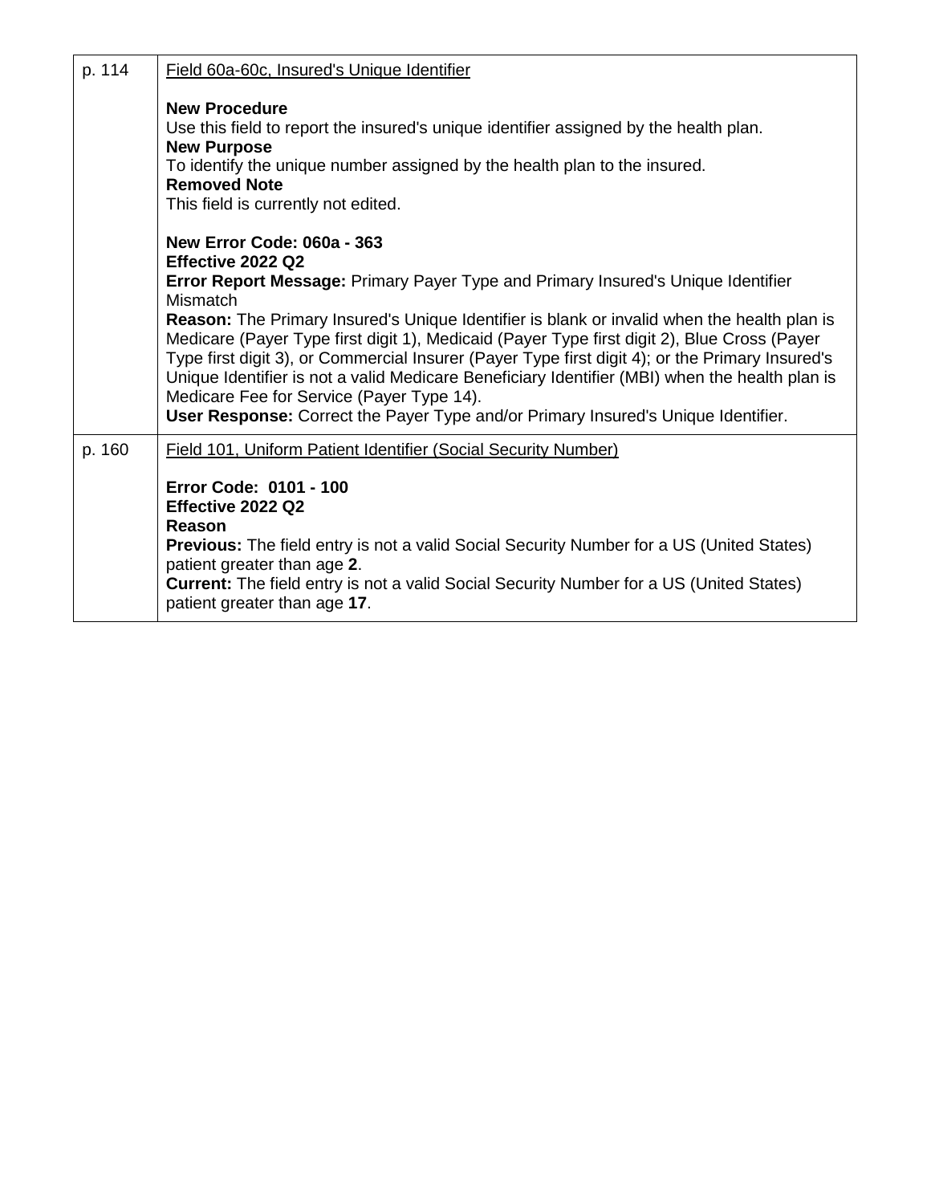| | |
|---|---|
| p. 114 | Field 60a-60c, Insured's Unique Identifier<br><br>**New Procedure**<br>Use this field to report the insured's unique identifier assigned by the health plan.<br>**New Purpose**<br>To identify the unique number assigned by the health plan to the insured.<br>**Removed Note**<br>This field is currently not edited.<br><br>**New Error Code: 060a - 363**<br>**Effective 2022 Q2**<br>**Error Report Message:** Primary Payer Type and Primary Insured's Unique Identifier Mismatch<br>**Reason:** The Primary Insured's Unique Identifier is blank or invalid when the health plan is Medicare (Payer Type first digit 1), Medicaid (Payer Type first digit 2), Blue Cross (Payer Type first digit 3), or Commercial Insurer (Payer Type first digit 4); or the Primary Insured's Unique Identifier is not a valid Medicare Beneficiary Identifier (MBI) when the health plan is Medicare Fee for Service (Payer Type 14).<br>**User Response:** Correct the Payer Type and/or Primary Insured's Unique Identifier. |
| p. 160 | Field 101, Uniform Patient Identifier (Social Security Number)<br><br>**Error Code: 0101 - 100**<br>**Effective 2022 Q2**<br>**Reason**<br>**Previous:** The field entry is not a valid Social Security Number for a US (United States) patient greater than age **2**.<br>**Current:** The field entry is not a valid Social Security Number for a US (United States) patient greater than age **17**. |